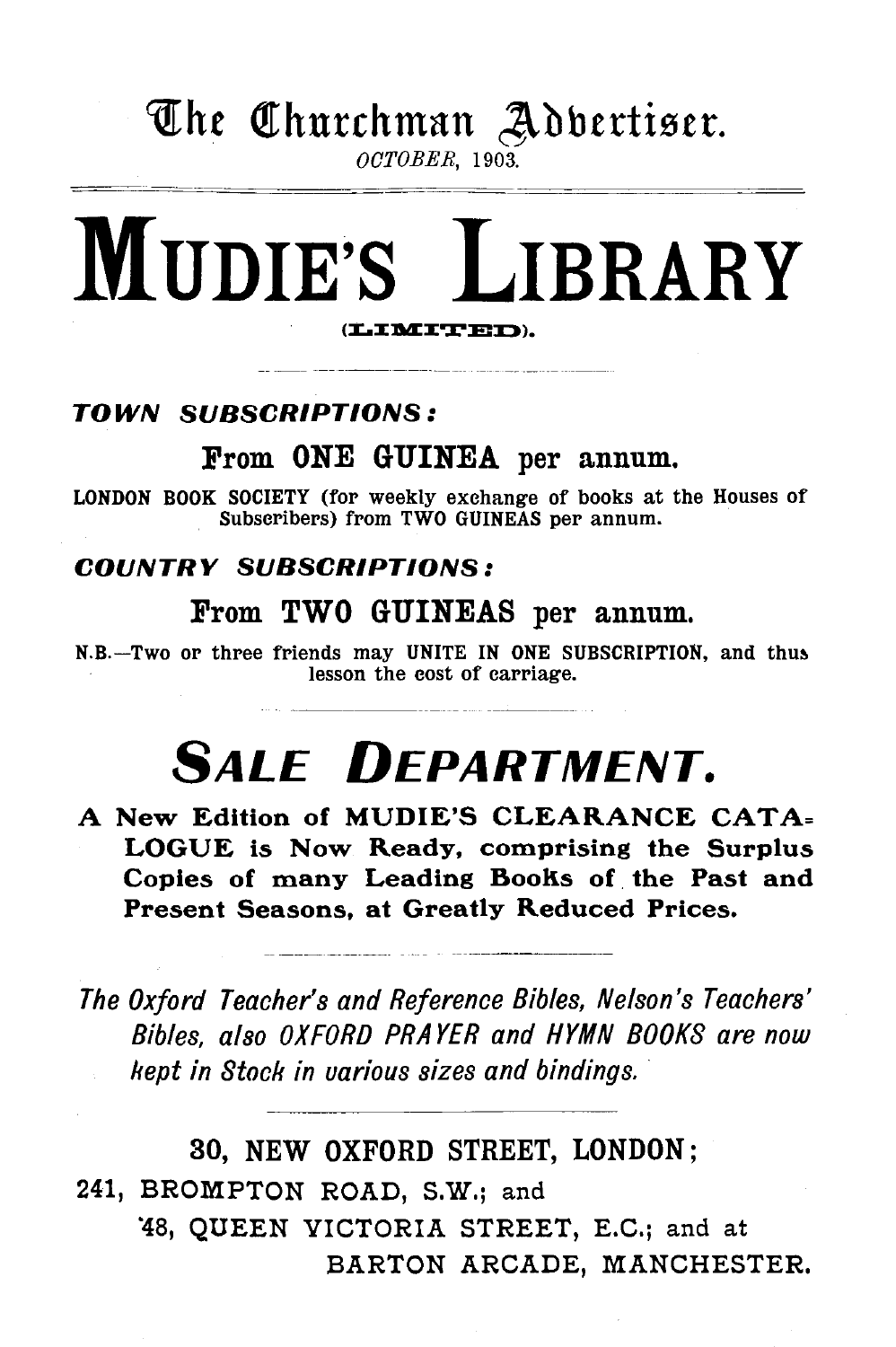# The Churchman Advertiser.

*OCTOBER, 1903.*

# MUDIE'S LIBRARY

(LIMITED).

***TOWN SUBSCRIPTIONS:***

**From ONE GUINEA per annum.**

LONDON BOOK SOCIETY (for weekly exchange of books at the Houses of Subscribers) from TWO GUINEAS per annum.

***COUNTRY SUBSCRIPTIONS:***

**From TWO GUINEAS per annum.**

N.B.—Two or three friends may UNITE IN ONE SUBSCRIPTION, and thus lesson the cost of carriage.

## *SALE DEPARTMENT.*

**A New Edition of MUDIE'S CLEARANCE CATALOGUE is Now Ready, comprising the Surplus Copies of many Leading Books of the Past and Present Seasons, at Greatly Reduced Prices.**

*The Oxford Teacher's and Reference Bibles, Nelson's Teachers' Bibles, also OXFORD PRAYER and HYMN BOOKS are now kept in Stock in various sizes and bindings.*

**30, NEW OXFORD STREET, LONDON;**

241, BROMPTON ROAD, S.W.; and

48, QUEEN VICTORIA STREET, E.C.; and at

BARTON ARCADE, MANCHESTER.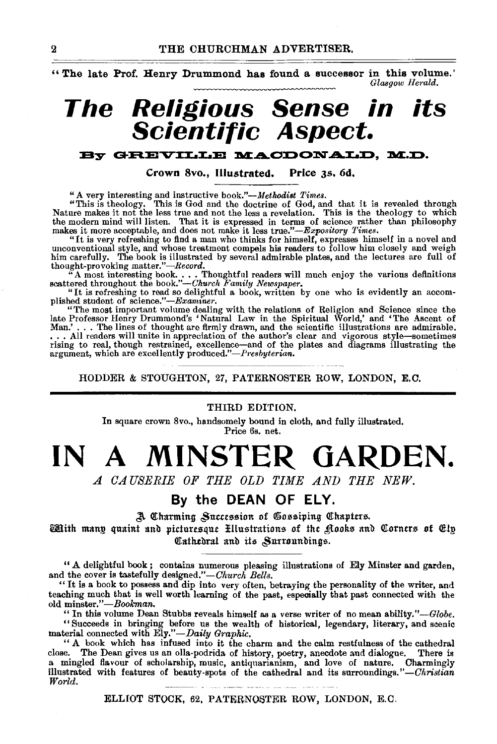"The late Prof. Henry Drummond has found a successor in this volume.' *Glasgow Herald.*

# *The Religious Sense in its Scientific Aspect.*

## By GREVILLE MACDONALD, M.D.

**Crown 8vo., Illustrated. Price 3s. 6d.**

"A very interesting and instructive book."—*Methodist Times.*

"This is theology. This is God and the doctrine of God, and that it is revealed through Nature makes it not the less true and not the less a revelation. This is the theology to which the modern mind will listen. That it is expressed in terms of science rather than philosophy makes it more acceptable, and does not make it less true."—*Expository Times.*

"It is very refreshing to find a man who thinks for himself, expresses himself in a novel and unconventional style, and whose treatment compels his readers to follow him closely and weigh him carefully. The book is illustrated by several admirable plates, and the lectures are full of thought-provoking matter."—*Record.*

"A most interesting book. . . . Thoughtful readers will much enjoy the various definitions scattered throughout the book."—*Church Family Newspaper.*

"It is refreshing to read so delightful a book, written by one who is evidently an accomplished student of science."—*Examiner.*

"The most important volume dealing with the relations of Religion and Science since the late Professor Henry Drummond's 'Natural Law in the Spiritual World,' and 'The Ascent of Man.' . . . The lines of thought are firmly drawn, and the scientific illustrations are admirable. . . . All readers will unite in appreciation of the author's clear and vigorous style—sometimes rising to real, though restrained, excellence—and of the plates and diagrams illustrating the argument, which are excellently produced."—*Presbyterian.*

HODDER & STOUGHTON, 27, PATERNOSTER ROW, LONDON, E.C.

---

THIRD EDITION.

In square crown 8vo., handsomely bound in cloth, and fully illustrated.
Price 6s. net.

# IN A MINSTER GARDEN.

*A CAUSERIE OF THE OLD TIME AND THE NEW.*

## By the DEAN OF ELY.

A Charming Succession of Gossiping Chapters.

With many quaint and picturesque Illustrations of the Nooks and Corners of Ely Cathedral and its Surroundings.

"A delightful book; contains numerous pleasing illustrations of Ely Minster and garden, and the cover is tastefully designed."—*Church Bells.*

"It is a book to possess and dip into very often, betraying the personality of the writer, and teaching much that is well worth learning of the past, especially that past connected with the old minster."—*Bookman.*

"In this volume Dean Stubbs reveals himself as a verse writer of no mean ability."—*Globe.*

"Succeeds in bringing before us the wealth of historical, legendary, literary, and scenic material connected with Ely."—*Daily Graphic.*

"A book which has infused into it the charm and the calm restfulness of the cathedral close. The Dean gives us an olla-podrida of history, poetry, anecdote and dialogue. There is a mingled flavour of scholarship, music, antiquarianism, and love of nature. Charmingly illustrated with features of beauty-spots of the cathedral and its surroundings."—*Christian World.*

ELLIOT STOCK, 62, PATERNOSTER ROW, LONDON, E.C.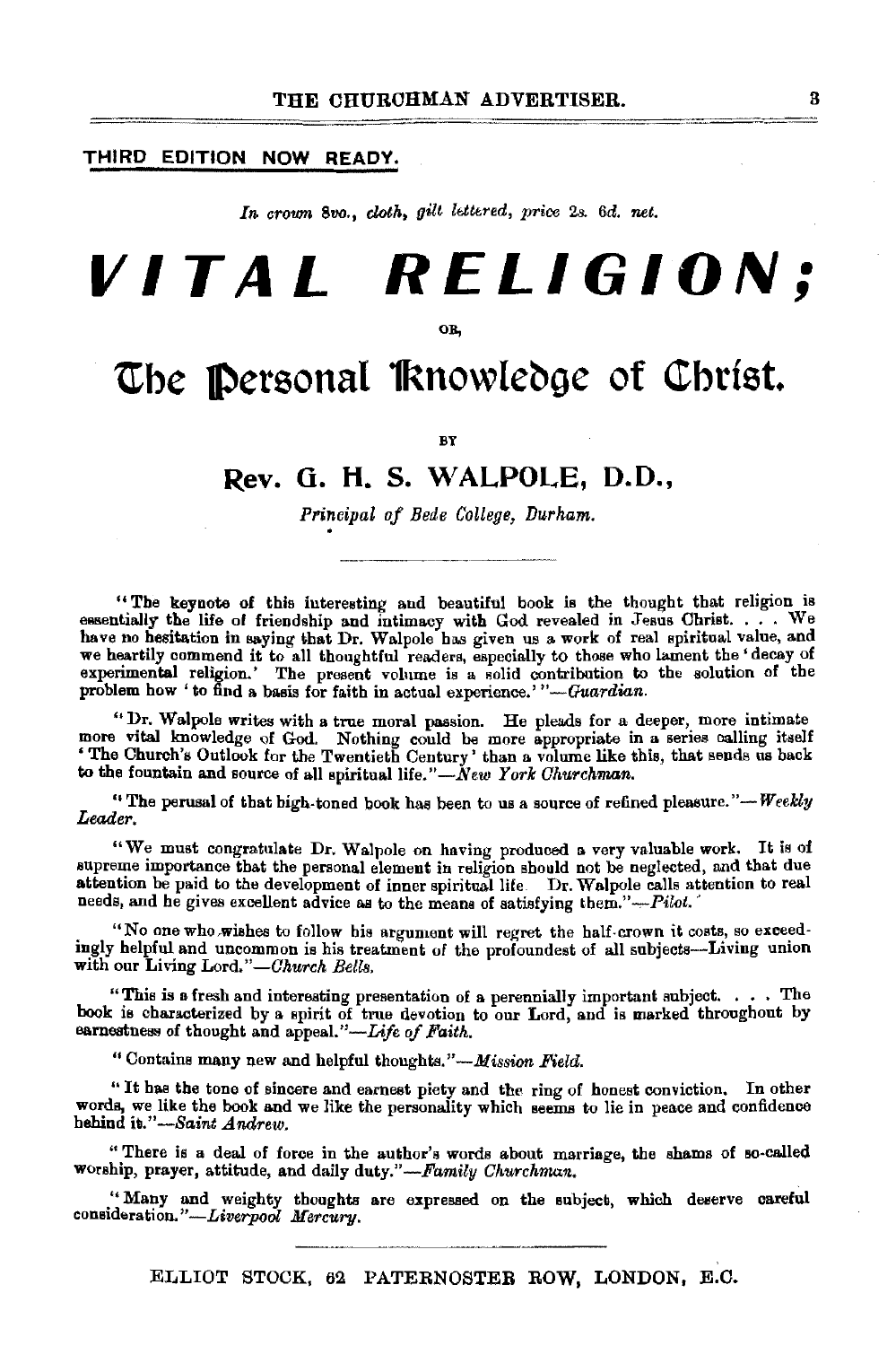**THIRD EDITION NOW READY.**

*In crown 8vo., cloth, gilt lettered, price 2s. 6d. net.*

# VITAL RELIGION;

OR,

## The Personal Knowledge of Christ.

BY

## Rev. G. H. S. WALPOLE, D.D.,

*Principal of Bede College, Durham.*

---

"The keynote of this interesting and beautiful book is the thought that religion is essentially the life of friendship and intimacy with God revealed in Jesus Christ. . . . We have no hesitation in saying that Dr. Walpole has given us a work of real spiritual value, and we heartily commend it to all thoughtful readers, especially to those who lament the 'decay of experimental religion.' The present volume is a solid contribution to the solution of the problem how 'to find a basis for faith in actual experience.'"—*Guardian.*

"Dr. Walpole writes with a true moral passion. He pleads for a deeper, more intimate more vital knowledge of God. Nothing could be more appropriate in a series calling itself 'The Church's Outlook for the Twentieth Century' than a volume like this, that sends us back to the fountain and source of all spiritual life."—*New York Churchman.*

"The perusal of that high-toned book has been to us a source of refined pleasure."—*Weekly Leader.*

"We must congratulate Dr. Walpole on having produced a very valuable work. It is of supreme importance that the personal element in religion should not be neglected, and that due attention be paid to the development of inner spiritual life. Dr. Walpole calls attention to real needs, and he gives excellent advice as to the means of satisfying them."—*Pilot.*

"No one who wishes to follow his argument will regret the half-crown it costs, so exceedingly helpful and uncommon is his treatment of the profoundest of all subjects—Living union with our Living Lord."—*Church Bells.*

"This is a fresh and interesting presentation of a perennially important subject. . . . The book is characterized by a spirit of true devotion to our Lord, and is marked throughout by earnestness of thought and appeal."—*Life of Faith.*

"Contains many new and helpful thoughts."—*Mission Field.*

"It has the tone of sincere and earnest piety and the ring of honest conviction. In other words, we like the book and we like the personality which seems to lie in peace and confidence behind it."—*Saint Andrew.*

"There is a deal of force in the author's words about marriage, the shams of so-called worship, prayer, attitude, and daily duty."—*Family Churchman.*

"Many and weighty thoughts are expressed on the subject, which deserve careful consideration."—*Liverpool Mercury.*

---

ELLIOT STOCK, 62 PATERNOSTER ROW, LONDON, E.C.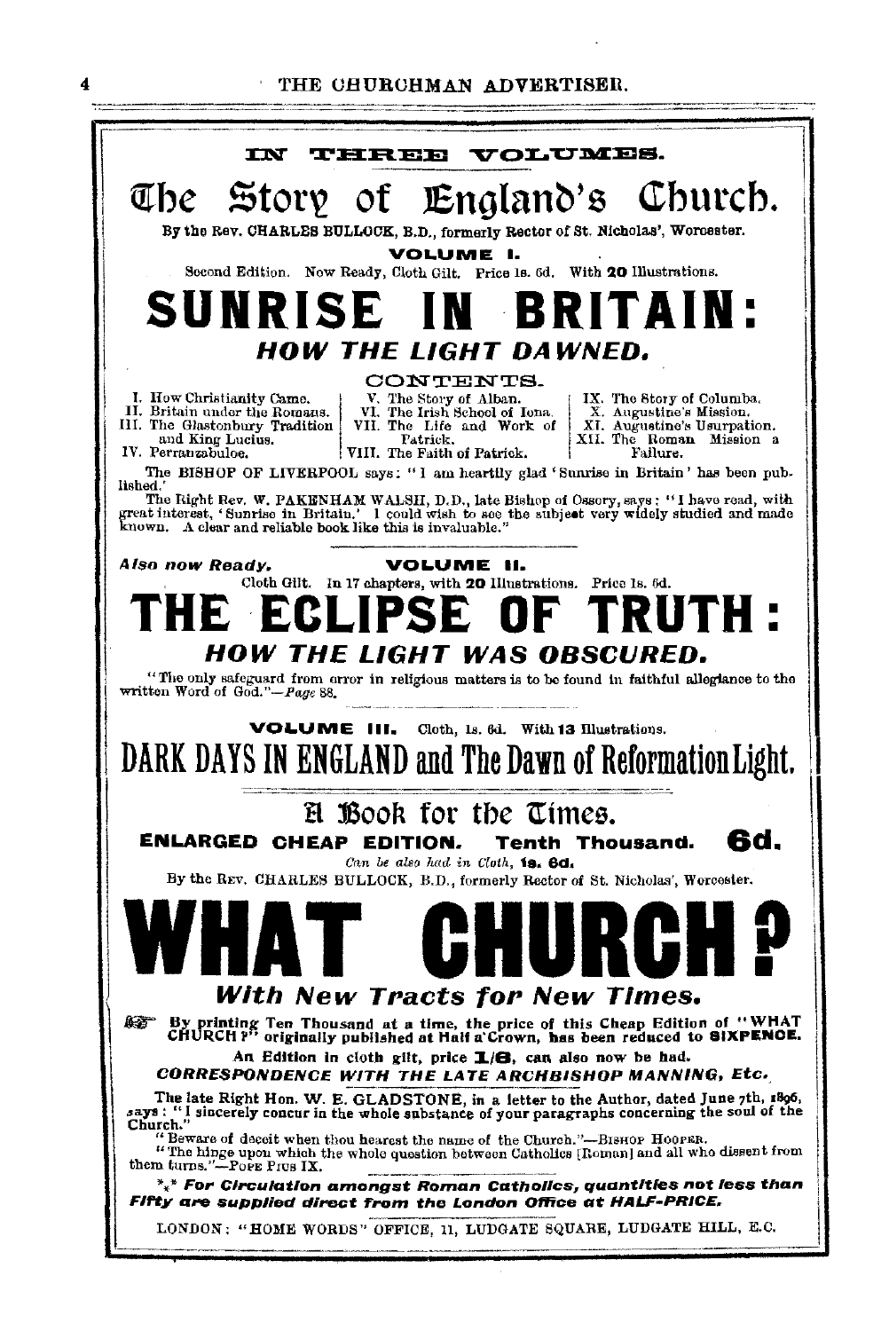IN THREE VOLUMES.

# The Story of England's Church.

By the Rev. CHARLES BULLOCK, B.D., formerly Rector of St. Nicholas', Worcester.

**VOLUME I.**

Second Edition. Now Ready, Cloth Gilt. Price 1s. 6d. With **20** Illustrations.

# SUNRISE IN BRITAIN:

## *HOW THE LIGHT DAWNED.*

CONTENTS.

I. How Christianity Came.
II. Britain under the Romans.
III. The Glastonbury Tradition and King Lucius.
IV. Perranzabuloe.
V. The Story of Alban.
VI. The Irish School of Iona.
VII. The Life and Work of Patrick.
VIII. The Faith of Patrick.
IX. The Story of Columba.
X. Augustine's Mission.
XI. Augustine's Usurpation.
XII. The Roman Mission a Failure.

The BISHOP OF LIVERPOOL says: "I am heartily glad 'Sunrise in Britain' has been published."

The Right Rev. W. PAKENHAM WALSH, D.D., late Bishop of Ossory, says: "I have read, with great interest, 'Sunrise in Britain.' I could wish to see the subject very widely studied and made known. A clear and reliable book like this is invaluable."

---

***Also now Ready.*** **VOLUME II.**

Cloth Gilt. In 17 chapters, with **20** Illustrations. Price 1s. 6d.

# THE ECLIPSE OF TRUTH:

## *HOW THE LIGHT WAS OBSCURED.*

"The only safeguard from error in religious matters is to be found in faithful allegiance to the written Word of God."—*Page* 88.

---

**VOLUME III.** Cloth, 1s. 6d. With 13 Illustrations.

# DARK DAYS IN ENGLAND and The Dawn of Reformation Light.

---

## A Book for the Times.

**ENLARGED CHEAP EDITION. Tenth Thousand. 6d.**

*Can be also had in Cloth,* **1s. 6d.**

By the REV. CHARLES BULLOCK, B.D., formerly Rector of St. Nicholas', Worcester.

# WHAT CHURCH?

## *With New Tracts for New Times.*

**By printing Ten Thousand at a time, the price of this Cheap Edition of "WHAT CHURCH?" originally published at Half a'Crown, has been reduced to SIXPENCE.**

An Edition in cloth gilt, price **1/6**, can also now be had.

***CORRESPONDENCE WITH THE LATE ARCHBISHOP MANNING, Etc.***

The late Right Hon. W. E. GLADSTONE, in a letter to the Author, dated June 7th, 1896, says: "I sincerely concur in the whole substance of your paragraphs concerning the soul of the Church."

"Beware of deceit when thou hearest the name of the Church."—BISHOP HOOPER.

"The hinge upon which the whole question between Catholics [Roman] and all who dissent from them turns."—POPE PIUS IX.

***⁂ For Circulation amongst Roman Catholics, quantities not less than Fifty are supplied direct from the London Office at HALF-PRICE.***

LONDON: "HOME WORDS" OFFICE, 11, LUDGATE SQUARE, LUDGATE HILL, E.C.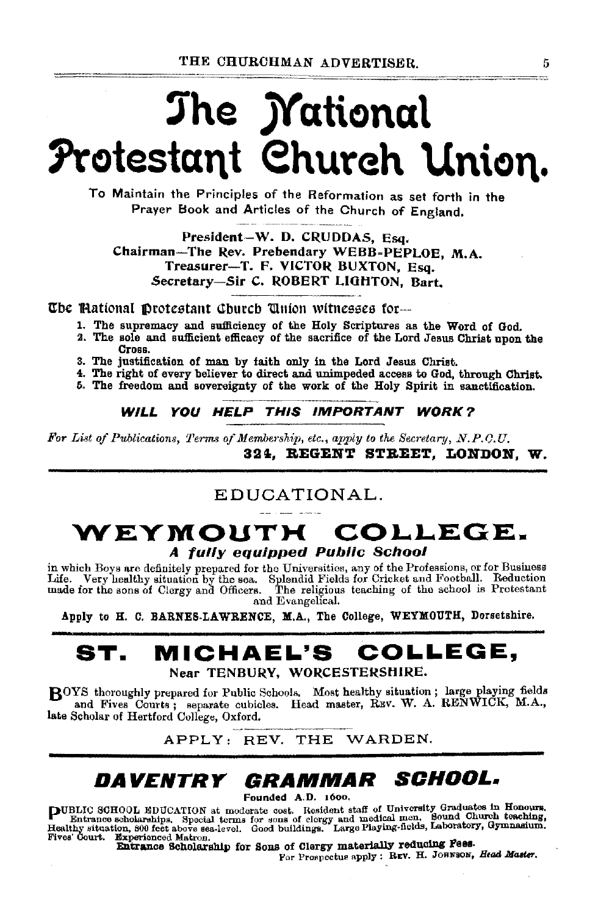# The National Protestant Church Union.

To Maintain the Principles of the Reformation as set forth in the Prayer Book and Articles of the Church of England.

President—W. D. CRUDDAS, Esq.
Chairman—The Rev. Prebendary WEBB-PEPLOE, M.A.
Treasurer—T. F. VICTOR BUXTON, Esq.
Secretary—Sir C. ROBERT LIGHTON, Bart.

The National Protestant Church Union witnesses for—

1. The supremacy and sufficiency of the Holy Scriptures as the Word of God.
2. The sole and sufficient efficacy of the sacrifice of the Lord Jesus Christ upon the Cross.
3. The justification of man by faith only in the Lord Jesus Christ.
4. The right of every believer to direct and unimpeded access to God, through Christ.
5. The freedom and sovereignty of the work of the Holy Spirit in sanctification.

***WILL YOU HELP THIS IMPORTANT WORK?***

*For List of Publications, Terms of Membership, etc., apply to the Secretary, N.P.C.U.*
**324, REGENT STREET, LONDON, W.**

---

## EDUCATIONAL.

## WEYMOUTH COLLEGE.

***A fully equipped Public School***

in which Boys are definitely prepared for the Universities, any of the Professions, or for Business Life. Very healthy situation by the sea. Splendid Fields for Cricket and Football. Reduction made for the sons of Clergy and Officers. The religious teaching of the school is Protestant and Evangelical.

**Apply to H. C. BARNES-LAWRENCE, M.A., The College, WEYMOUTH, Dorsetshire.**

---

## ST. MICHAEL'S COLLEGE,

Near TENBURY, WORCESTERSHIRE.

BOYS thoroughly prepared for Public Schools. Most healthy situation; large playing fields and Fives Courts; separate cubicles. Head master, REV. W. A. RENWICK, M.A., late Scholar of Hertford College, Oxford.

APPLY: REV. THE WARDEN.

---

## *DAVENTRY GRAMMAR SCHOOL.*

Founded A.D. 1600.

PUBLIC SCHOOL EDUCATION at moderate cost. Resident staff of University Graduates in Honours. Entrance scholarships. Special terms for sons of clergy and medical men. Sound Church teaching, Healthy situation, 800 feet above sea-level. Good buildings. Large Playing-fields, Laboratory, Gymnasium. Fives' Court. Experienced Matron.

**Entrance Scholarship for Sons of Clergy materially reducing Fees.**

For Prospectus apply: REV. H. JOHNSON, *Head Master.*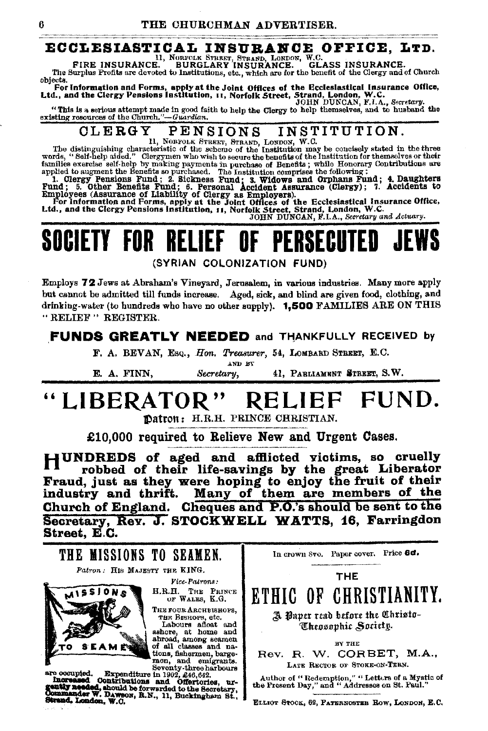# ECCLESIASTICAL INSURANCE OFFICE, LTD.

11, NORFOLK STREET, STRAND, LONDON, W.C.

FIRE INSURANCE. BURGLARY INSURANCE. GLASS INSURANCE.

The Surplus Profits are devoted to Institutions, etc., which are for the benefit of the Clergy and of Church objects.

**For Information and Forms, apply at the Joint Offices of the Ecclesiastical Insurance Office, Ltd., and the Clergy Pensions Institution, 11, Norfolk Street, Strand, London, W.C.**

JOHN DUNCAN, F.I.A., *Secretary.*

"This is a serious attempt made in good faith to help the Clergy to help themselves, and to husband the existing resources of the Church."—*Guardian.*

# CLERGY PENSIONS INSTITUTION.

11, NORFOLK STREET, STRAND, LONDON, W.C.

The distinguishing characteristic of the scheme of the Institution may be concisely stated in the three words, "Self-help aided." Clergymen who wish to secure the benefits of the Institution for themselves or their families exercise self-help by making payments in purchase of Benefits; while Honorary Contributions are applied to augment the Benefits so purchased. The Institution comprises the following:

**1. Clergy Pensions Fund; 2. Sickness Fund; 3. Widows and Orphans Fund; 4. Daughters Fund; 5. Other Benefits Fund; 6. Personal Accident Assurance (Clergy); 7. Accidents to Employees (Assurance of Liability of Clergy as Employers).**

**For Information and Forms, apply at the Joint Offices of the Ecclesiastical Insurance Office, Ltd., and the Clergy Pensions Institution, 11, Norfolk Street, Strand, London, W.C.**

JOHN DUNCAN, F.I.A., *Secretary and Actuary.*

# SOCIETY FOR RELIEF OF PERSECUTED JEWS

(SYRIAN COLONIZATION FUND)

Employs **72** Jews at Abraham's Vineyard, Jerusalem, in various industries. Many more apply but cannot be admitted till funds increase. Aged, sick, and blind are given food, clothing, and drinking-water (to hundreds who have no other supply). **1,500** FAMILIES ARE ON THIS "RELIEF" REGISTER.

**FUNDS GREATLY NEEDED** and THANKFULLY RECEIVED by

F. A. BEVAN, ESQ., *Hon. Treasurer*, 54, LOMBARD STREET, E.C.

AND BY

E. A. FINN, *Secretary*, 41, PARLIAMENT STREET, S.W.

# "LIBERATOR" RELIEF FUND.

Patron: H.R.H. PRINCE CHRISTIAN.

**£10,000 required to Relieve New and Urgent Cases.**

**HUNDREDS of aged and afflicted victims, so cruelly robbed of their life-savings by the great Liberator Fraud, just as they were hoping to enjoy the fruit of their industry and thrift. Many of them are members of the Church of England. Cheques and P.O.'s should be sent to the Secretary, Rev. J. STOCKWELL WATTS, 16, Farringdon Street, E.C.**

## THE MISSIONS TO SEAMEN.

*Patron:* HIS MAJESTY THE KING.

*Vice-Patrons:*
H.R.H. THE PRINCE OF WALES, K.G.
THE FOUR ARCHBISHOPS, THE BISHOPS, etc.

Labours afloat and ashore, at home and abroad, among seamen of all classes and nations, fishermen, bargemen, and emigrants. Seventy-three harbours are occupied. Expenditure in 1902, £46,642.

**Increased Contributions and Offertories, urgently needed,** should be forwarded to the Secretary, Commander W. DAWSON, R.N., 11, Buckingham St., Strand, London, W.C.

In crown 8vo. Paper cover. Price **6d.**

## THE ETHIC OF CHRISTIANITY.

A Paper read before the Christo-Theosophic Society.

BY THE

Rev. R. W. CORBET, M.A.,

LATE RECTOR OF STOKE-ON-TERN.

Author of "Redemption," "Letters of a Mystic of the Present Day," and "Addresses on St. Paul."

ELLIOT STOCK, 62, PATERNOSTER ROW, LONDON, E.C.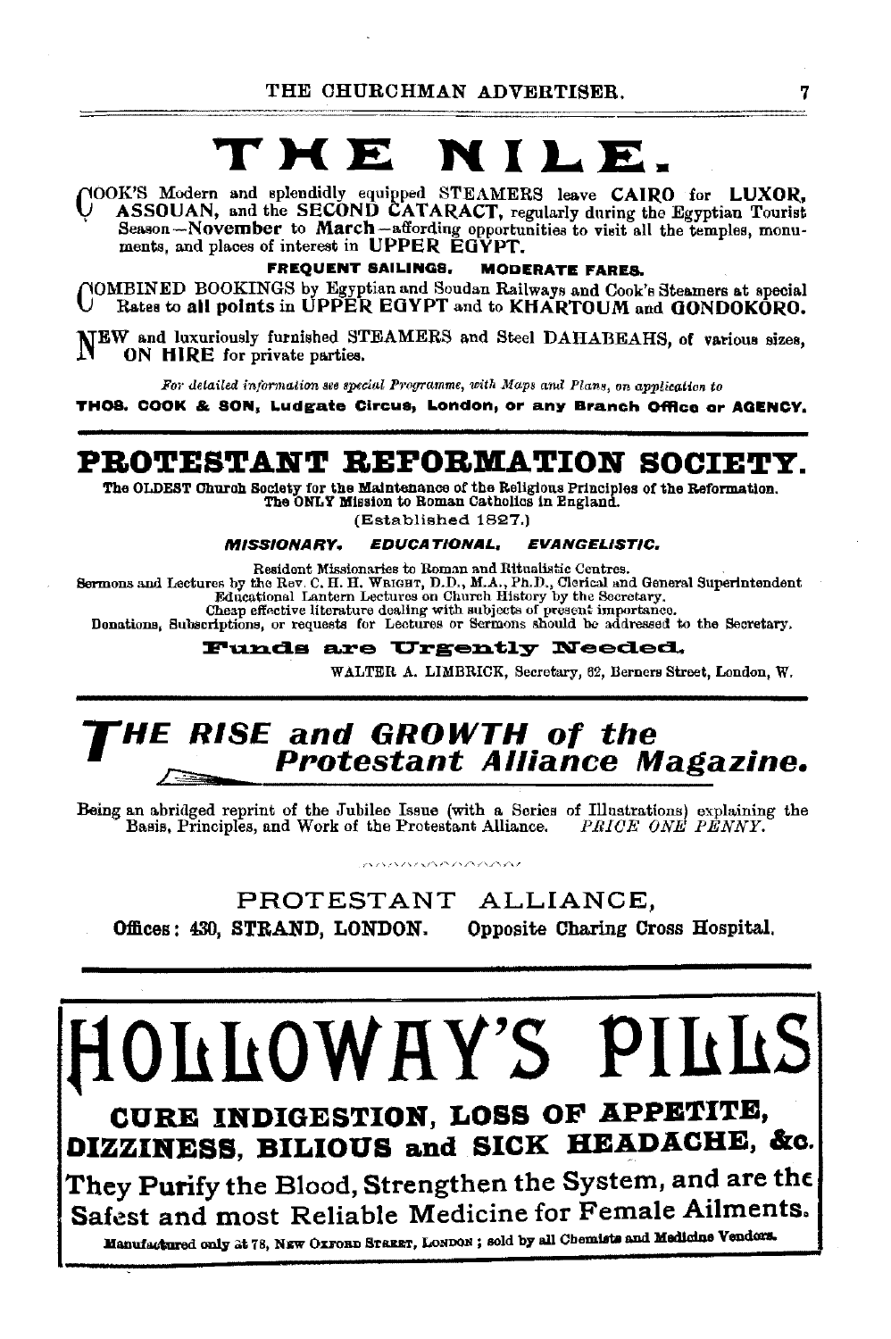# THE NILE.

COOK'S Modern and splendidly equipped STEAMERS leave **CAIRO** for **LUXOR, ASSOUAN,** and the **SECOND CATARACT,** regularly during the Egyptian Tourist Season—**November** to **March**—affording opportunities to visit all the temples, monuments, and places of interest in **UPPER EGYPT.**

**FREQUENT SAILINGS. MODERATE FARES.**

COMBINED BOOKINGS by Egyptian and Soudan Railways and Cook's Steamers at special Rates to **all points** in **UPPER EGYPT** and to **KHARTOUM** and **GONDOKORO.**

NEW and luxuriously furnished STEAMERS and Steel DAHABEAHS, of various sizes, **ON HIRE** for private parties.

*For detailed information see special Programme, with Maps and Plans, on application to*

**THOS. COOK & SON, Ludgate Circus, London, or any Branch Office or AGENCY.**

---

# PROTESTANT REFORMATION SOCIETY.

The OLDEST Church Society for the Maintenance of the Religious Principles of the Reformation.
The ONLY Mission to Roman Catholics in England.

(Established 1827.)

***MISSIONARY. EDUCATIONAL. EVANGELISTIC.***

Resident Missionaries to Roman and Ritualistic Centres.
Sermons and Lectures by the Rev. C. H. H. Wright, D.D., M.A., Ph.D., Clerical and General Superintendent
Educational Lantern Lectures on Church History by the Secretary.
Cheap effective literature dealing with subjects of present importance.
Donations, Subscriptions, or requests for Lectures or Sermons should be addressed to the Secretary.

**Funds are Urgently Needed.**

WALTER A. LIMBRICK, Secretary, 62, Berners Street, London, W.

---

## *THE RISE and GROWTH of the Protestant Alliance Magazine.*

Being an abridged reprint of the Jubilee Issue (with a Series of Illustrations) explaining the Basis, Principles, and Work of the Protestant Alliance. *PRICE ONE PENNY.*

PROTESTANT ALLIANCE,

**Offices: 430, STRAND, LONDON. Opposite Charing Cross Hospital.**

---

# HOLLOWAY'S PILLS

**CURE INDIGESTION, LOSS OF APPETITE, DIZZINESS, BILIOUS and SICK HEADACHE, &c.**

**They Purify the Blood, Strengthen the System, and are the Safest and most Reliable Medicine for Female Ailments.**

Manufactured only at 78, New Oxford Street, London; sold by all Chemists and Medicine Vendors.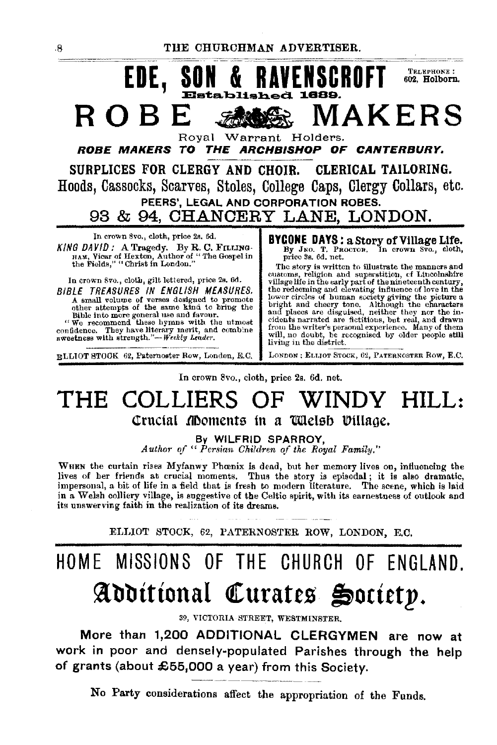# EDE, SON & RAVENSCROFT

TELEPHONE: 602, Holborn.

**Established 1689.**

# ROBE MAKERS

Royal Warrant Holders.

***ROBE MAKERS TO THE ARCHBISHOP OF CANTERBURY.***

**SURPLICES FOR CLERGY AND CHOIR. CLERICAL TAILORING.**

**Hoods, Cassocks, Scarves, Stoles, College Caps, Clergy Collars, etc.**

**PEERS', LEGAL AND CORPORATION ROBES.**

## 93 & 94, CHANCERY LANE, LONDON.

In crown 8vo., cloth, price 2s. 6d.

*KING DAVID*: A Tragedy. By R. C. FILLINGHAM, Vicar of Hexton, Author of "The Gospel in the Fields," "Christ in London."

In crown 8vo., cloth, gilt lettered, price 2s. 6d.

*BIBLE TREASURES IN ENGLISH MEASURES.* A small volume of verses designed to promote other attempts of the same kind to bring the Bible into more general use and favour.

"We recommend these hymns with the utmost confidence. They have literary merit, and combine sweetness with strength."—*Weekly Leader.*

ELLIOT STOCK 62, Paternoster Row, London, E.C.

**BYGONE DAYS: a Story of Village Life.** By JNO. T. PROCTOR. In crown 8vo., cloth, price 3s. 6d. net.

The story is written to illustrate the manners and customs, religion and superstition, of Lincolnshire village life in the early part of the nineteenth century, the redeeming and elevating influence of love in the lower circles of human society giving the picture a bright and cheery tone. Although the characters and places are disguised, neither they nor the incidents narrated are fictitious, but real, and drawn from the writer's personal experience. Many of them will, no doubt, be recognised by older people still living in the district.

LONDON: ELLIOT STOCK, 62, PATERNOSTER ROW, E.C.

In crown 8vo., cloth, price 2s. 6d. net.

# THE COLLIERS OF WINDY HILL:

## Crucial Moments in a Welsh Village.

By WILFRID SPARROY,

*Author of "Persian Children of the Royal Family."*

WHEN the curtain rises Myfanwy Phœnix is dead, but her memory lives on, influencing the lives of her friends at crucial moments. Thus the story is episodal; it is also dramatic, impersonal, a bit of life in a field that is fresh to modern literature. The scene, which is laid in a Welsh colliery village, is suggestive of the Celtic spirit, with its earnestness of outlook and its unswerving faith in the realization of its dreams.

ELLIOT STOCK, 62, PATERNOSTER ROW, LONDON, E.C.

# HOME MISSIONS OF THE CHURCH OF ENGLAND.

# Additional Curates Society.

39, VICTORIA STREET, WESTMINSTER.

**More than 1,200 ADDITIONAL CLERGYMEN are now at work in poor and densely-populated Parishes through the help of grants (about £55,000 a year) from this Society.**

No Party considerations affect the appropriation of the Funds.